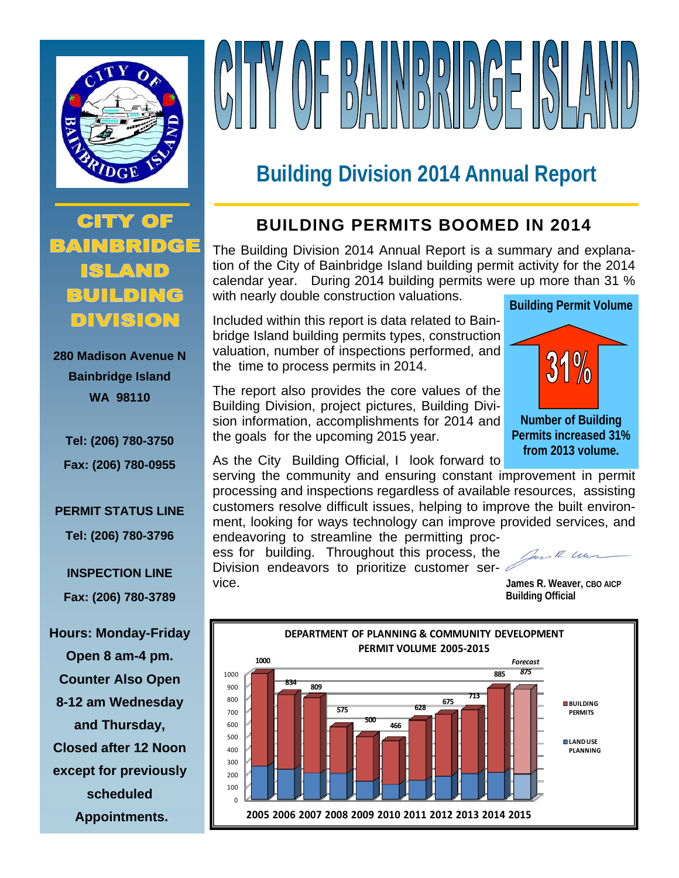# CITY OF BAINBRIDGE ISLAND

## Building Division 2014 Annual Report

### BUILDING PERMITS BOOMED IN 2014

The Building Division 2014 Annual Report is a summary and explanation of the City of Bainbridge Island building permit activity for the 2014 calendar year. During 2014 building permits were up more than 31 % with nearly double construction valuations.

Included within this report is data related to Bainbridge Island building permits types, construction valuation, number of inspections performed, and the time to process permits in 2014.

The report also provides the core values of the Building Division, project pictures, Building Division information, accomplishments for 2014 and the goals for the upcoming 2015 year.

As the City Building Official, I look forward to serving the community and ensuring constant improvement in permit processing and inspections regardless of available resources, assisting customers resolve difficult issues, helping to improve the built environment, looking for ways technology can improve provided services, and endeavoring to streamline the permitting process for building. Throughout this process, the Division endeavors to prioritize customer service.

**James R. Weaver,** CBO AICP
**Building Official**

**Building Permit Volume**

**31%**

**Number of Building Permits increased 31% from 2013 volume.**

**CITY OF BAINBRIDGE ISLAND BUILDING DIVISION**

**280 Madison Avenue N**
**Bainbridge Island**
**WA 98110**

**Tel: (206) 780-3750**
**Fax: (206) 780-0955**

**PERMIT STATUS LINE**
**Tel: (206) 780-3796**

**INSPECTION LINE**
**Fax: (206) 780-3789**

**Hours: Monday-Friday Open 8 am-4 pm. Counter Also Open 8-12 am Wednesday and Thursday, Closed after 12 Noon except for previously scheduled Appointments.**

**DEPARTMENT OF PLANNING & COMMUNITY DEVELOPMENT PERMIT VOLUME 2005-2015**

| Year | Permit Volume |
|---|---|
| 2005 | 1000 |
| 2006 | 834 |
| 2007 | 809 |
| 2008 | 575 |
| 2009 | 500 |
| 2010 | 466 |
| 2011 | 628 |
| 2012 | 675 |
| 2013 | 713 |
| 2014 | 885 |
| 2015 | 875 (Forecast) |

Legend: BUILDING PERMITS; LAND USE PLANNING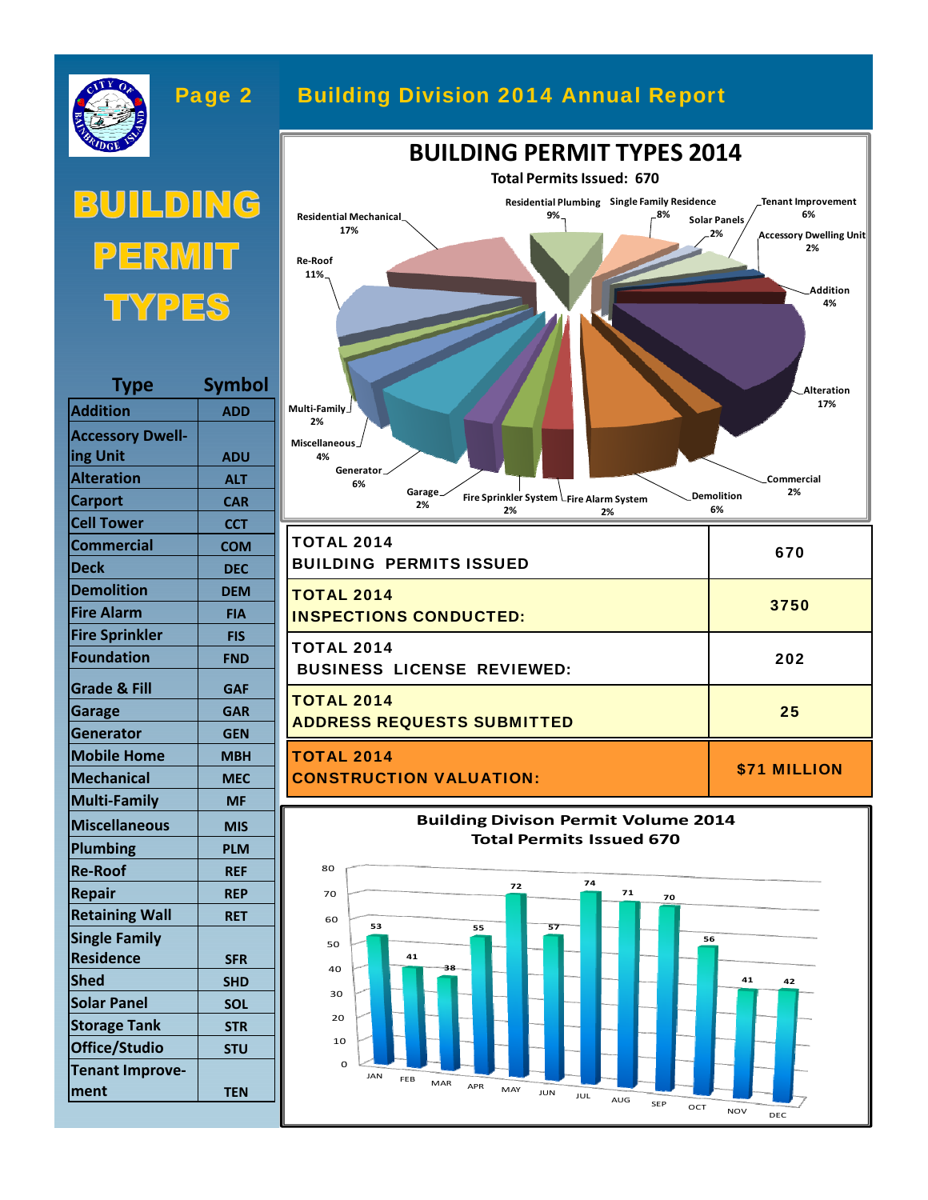# Building Division 2014 Annual Report

## BUILDING PERMIT TYPES

| Type | Symbol |
|---|---|
| Addition | ADD |
| Accessory Dwelling Unit | ADU |
| Alteration | ALT |
| Carport | CAR |
| Cell Tower | CCT |
| Commercial | COM |
| Deck | DEC |
| Demolition | DEM |
| Fire Alarm | FIA |
| Fire Sprinkler | FIS |
| Foundation | FND |
| Grade & Fill | GAF |
| Garage | GAR |
| Generator | GEN |
| Mobile Home | MBH |
| Mechanical | MEC |
| Multi-Family | MF |
| Miscellaneous | MIS |
| Plumbing | PLM |
| Re-Roof | REF |
| Repair | REP |
| Retaining Wall | RET |
| Single Family Residence | SFR |
| Shed | SHD |
| Solar Panel | SOL |
| Storage Tank | STR |
| Office/Studio | STU |
| Tenant Improvement | TEN |

### BUILDING PERMIT TYPES 2014

Total Permits Issued: 670

| Type | Percent |
|---|---|
| Residential Plumbing | 9% |
| Single Family Residence | 8% |
| Solar Panels | 2% |
| Tenant Improvement | 6% |
| Accessory Dwelling Unit | 2% |
| Addition | 4% |
| Alteration | 17% |
| Commercial | 2% |
| Demolition | 6% |
| Fire Alarm System | 2% |
| Fire Sprinkler System | 2% |
| Garage | 2% |
| Generator | 6% |
| Miscellaneous | 4% |
| Multi-Family | 2% |
| Re-Roof | 11% |
| Residential Mechanical | 17% |

| | |
|---|---|
| TOTAL 2014 BUILDING PERMITS ISSUED | 670 |
| TOTAL 2014 INSPECTIONS CONDUCTED: | 3750 |
| TOTAL 2014 BUSINESS LICENSE REVIEWED: | 202 |
| TOTAL 2014 ADDRESS REQUESTS SUBMITTED | 25 |
| TOTAL 2014 CONSTRUCTION VALUATION: | $71 MILLION |

### Building Divison Permit Volume 2014
Total Permits Issued 670

| Month | Permits |
|---|---|
| JAN | 53 |
| FEB | 41 |
| MAR | 38 |
| APR | 55 |
| MAY | 72 |
| JUN | 57 |
| JUL | 74 |
| AUG | 71 |
| SEP | 70 |
| OCT | 56 |
| NOV | 41 |
| DEC | 42 |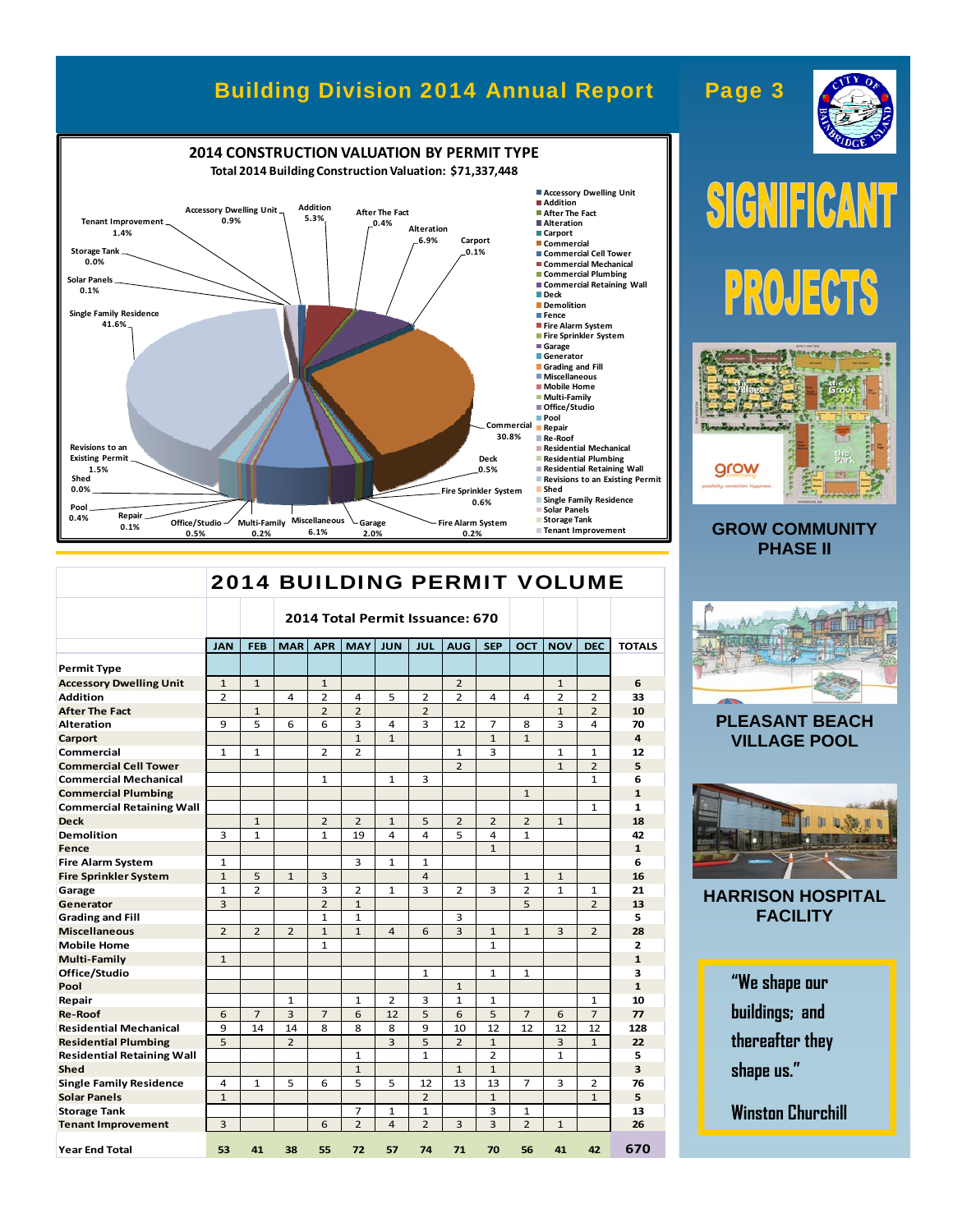## 2014 CONSTRUCTION VALUATION BY PERMIT TYPE

**Total 2014 Building Construction Valuation: $71,337,448**

- Accessory Dwelling Unit 0.9%
- Addition 5.3%
- After The Fact 0.4%
- Alteration 6.9%
- Carport 0.1%
- Commercial 30.8%
- Deck 0.5%
- Fire Sprinkler System 0.6%
- Fire Alarm System 0.2%
- Garage 2.0%
- Miscellaneous 6.1%
- Multi-Family 0.2%
- Office/Studio 0.5%
- Repair 0.1%
- Pool 0.4%
- Shed 0.0%
- Revisions to an Existing Permit 1.5%
- Single Family Residence 41.6%
- Solar Panels 0.1%
- Storage Tank 0.0%
- Tenant Improvement 1.4%

Legend: Accessory Dwelling Unit, Addition, After The Fact, Alteration, Carport, Commercial, Commercial Cell Tower, Commercial Mechanical, Commercial Plumbing, Commercial Retaining Wall, Deck, Demolition, Fence, Fire Alarm System, Fire Sprinkler System, Garage, Generator, Grading and Fill, Miscellaneous, Mobile Home, Multi-Family, Office/Studio, Pool, Repair, Re-Roof, Residential Mechanical, Residential Plumbing, Residential Retaining Wall, Revisions to an Existing Permit, Shed, Single Family Residence, Solar Panels, Storage Tank, Tenant Improvement

## 2014 BUILDING PERMIT VOLUME

**2014 Total Permit Issuance: 670**

| Permit Type | JAN | FEB | MAR | APR | MAY | JUN | JUL | AUG | SEP | OCT | NOV | DEC | TOTALS |
|---|---|---|---|---|---|---|---|---|---|---|---|---|---|
| Accessory Dwelling Unit | 1 | 1 | | 1 | | | | 2 | | | 1 | | 6 |
| Addition | 2 | | 4 | 2 | 4 | 5 | 2 | 2 | 4 | 4 | 2 | 2 | 33 |
| After The Fact | | 1 | | 2 | 2 | | 2 | | | | 1 | 2 | 10 |
| Alteration | 9 | 5 | 6 | 6 | 3 | 4 | 3 | 12 | 7 | 8 | 3 | 4 | 70 |
| Carport | | | | | 1 | 1 | | | 1 | 1 | | | 4 |
| Commercial | 1 | 1 | | 2 | 2 | | | 1 | 3 | | 1 | 1 | 12 |
| Commercial Cell Tower | | | | | | | | 2 | | | 1 | 2 | 5 |
| Commercial Mechanical | | | | 1 | | 1 | 3 | | | | | 1 | 6 |
| Commercial Plumbing | | | | | | | | | | 1 | | | 1 |
| Commercial Retaining Wall | | | | | | | | | | | | 1 | 1 |
| Deck | | 1 | | 2 | 2 | 1 | 5 | 2 | 2 | 2 | 1 | | 18 |
| Demolition | 3 | 1 | | 1 | 19 | 4 | 4 | 5 | 4 | 1 | | | 42 |
| Fence | | | | | | | | | 1 | | | | 1 |
| Fire Alarm System | 1 | | | | 3 | 1 | 1 | | | | | | 6 |
| Fire Sprinkler System | 1 | 5 | 1 | 3 | | | 4 | | | 1 | 1 | | 16 |
| Garage | 1 | 2 | | 3 | 2 | 1 | 3 | 2 | 3 | 2 | 1 | 1 | 21 |
| Generator | 3 | | | 2 | 1 | | | | | 5 | | 2 | 13 |
| Grading and Fill | | | | 1 | 1 | | | 3 | | | | | 5 |
| Miscellaneous | 2 | 2 | 2 | 1 | 1 | 4 | 6 | 3 | 1 | 1 | 3 | 2 | 28 |
| Mobile Home | | | | 1 | | | | | 1 | | | | 2 |
| Multi-Family | 1 | | | | | | | | | | | | 1 |
| Office/Studio | | | | | | | 1 | | 1 | 1 | | | 3 |
| Pool | | | | | | | | 1 | | | | | 1 |
| Repair | | | 1 | | 1 | 2 | 3 | 1 | 1 | | | 1 | 10 |
| Re-Roof | 6 | 7 | 3 | 7 | 6 | 12 | 5 | 6 | 5 | 7 | 6 | 7 | 77 |
| Residential Mechanical | 9 | 14 | 14 | 8 | 8 | 8 | 9 | 10 | 12 | 12 | 12 | 12 | 128 |
| Residential Plumbing | 5 | | 2 | | | 3 | 5 | 2 | 1 | | 3 | 1 | 22 |
| Residential Retaining Wall | | | | | 1 | | 1 | | 2 | | 1 | | 5 |
| Shed | | | | | 1 | | | 1 | 1 | | | | 3 |
| Single Family Residence | 4 | 1 | 5 | 6 | 5 | 5 | 12 | 13 | 13 | 7 | 3 | 2 | 76 |
| Solar Panels | 1 | | | | | | 2 | | 1 | | | 1 | 5 |
| Storage Tank | | | | | 7 | 1 | 1 | | 3 | 1 | | | 13 |
| Tenant Improvement | 3 | | | 6 | 2 | 4 | 2 | 3 | 3 | 2 | 1 | | 26 |
| **Year End Total** | **53** | **41** | **38** | **55** | **72** | **57** | **74** | **71** | **70** | **56** | **41** | **42** | **670** |

# SIGNIFICANT PROJECTS

**GROW COMMUNITY PHASE II**

**PLEASANT BEACH VILLAGE POOL**

**HARRISON HOSPITAL FACILITY**

> "We shape our buildings; and thereafter they shape us."
>
> Winston Churchill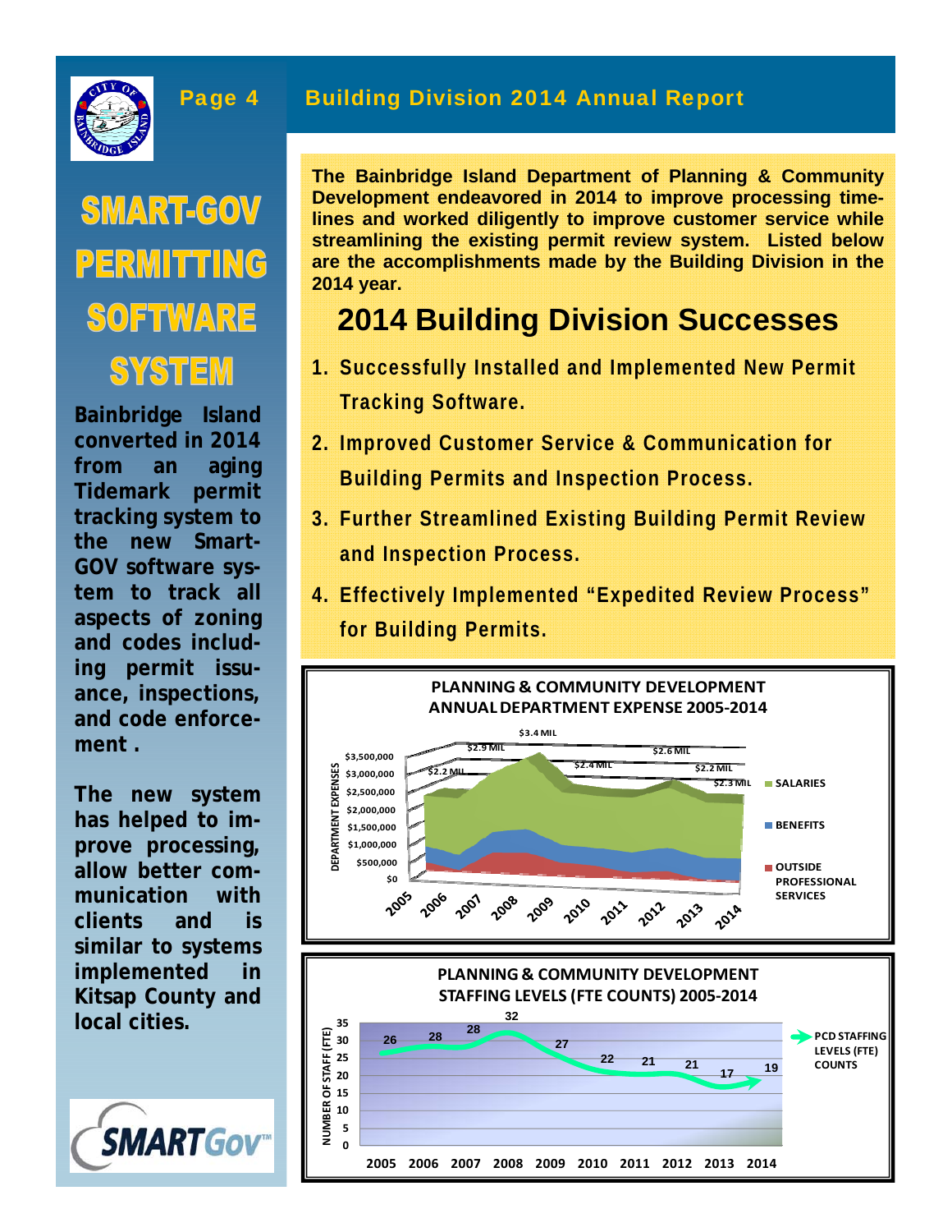# SMART-GOV PERMITTING SOFTWARE SYSTEM

**Bainbridge Island converted in 2014 from an aging Tidemark permit tracking system to the new Smart-GOV software system to track all aspects of zoning and codes including permit issuance, inspections, and code enforcement .**

**The new system has helped to improve processing, allow better communication with clients and is similar to systems implemented in Kitsap County and local cities.**

SMARTGov™

**The Bainbridge Island Department of Planning & Community Development endeavored in 2014 to improve processing timelines and worked diligently to improve customer service while streamlining the existing permit review system. Listed below are the accomplishments made by the Building Division in the 2014 year.**

## 2014 Building Division Successes

1. **Successfully Installed and Implemented New Permit Tracking Software.**
2. **Improved Customer Service & Communication for Building Permits and Inspection Process.**
3. **Further Streamlined Existing Building Permit Review and Inspection Process.**
4. **Effectively Implemented "Expedited Review Process" for Building Permits.**

**PLANNING & COMMUNITY DEVELOPMENT ANNUAL DEPARTMENT EXPENSE 2005-2014**

| Year | 2005 | 2006 | 2007 | 2008 | 2009 | 2010 | 2011 | 2012 | 2013 | 2014 |
|---|---|---|---|---|---|---|---|---|---|---|
| Total expense | $2.2 MIL | | $2.9 MIL | | $3.4 MIL | $2.4 MIL | | $2.6 MIL | $2.2 MIL | $2.3 MIL |

Categories: SALARIES, BENEFITS, OUTSIDE PROFESSIONAL SERVICES

**PLANNING & COMMUNITY DEVELOPMENT STAFFING LEVELS (FTE COUNTS) 2005-2014**

| Year | 2005 | 2006 | 2007 | 2008 | 2009 | 2010 | 2011 | 2012 | 2013 | 2014 |
|---|---|---|---|---|---|---|---|---|---|---|
| PCD Staffing Levels (FTE) Counts | 26 | 28 | 28 | 32 | 27 | 22 | 21 | 21 | 17 | 19 |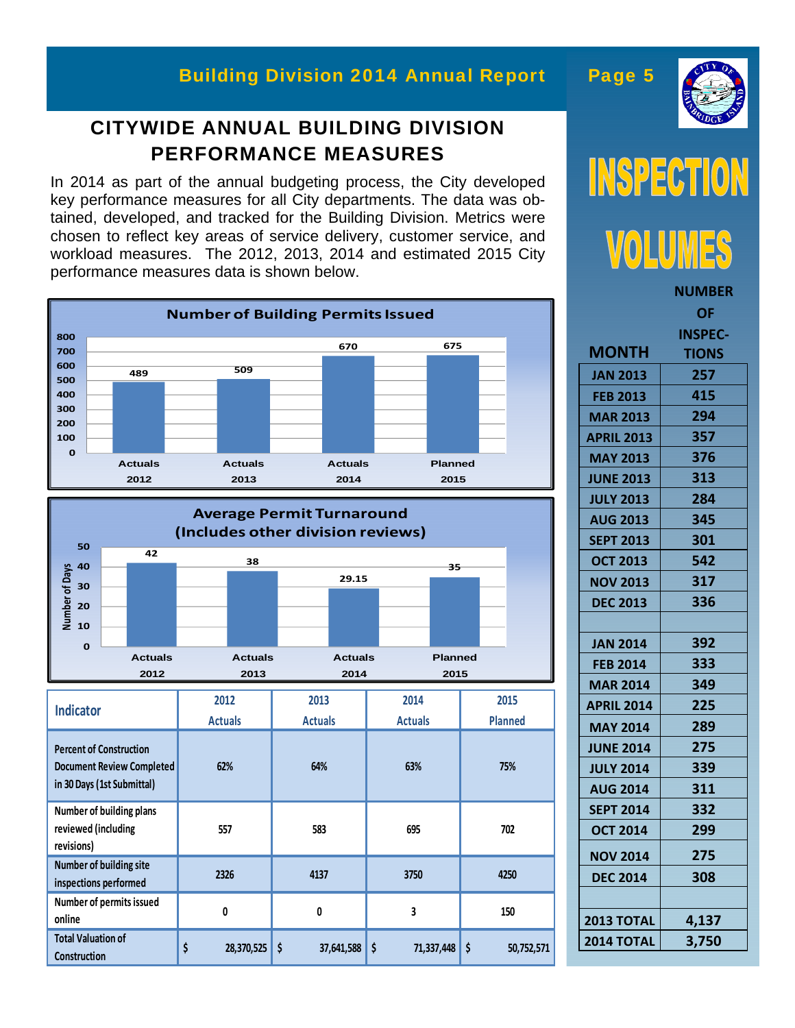# CITYWIDE ANNUAL BUILDING DIVISION PERFORMANCE MEASURES

In 2014 as part of the annual budgeting process, the City developed key performance measures for all City departments. The data was obtained, developed, and tracked for the Building Division. Metrics were chosen to reflect key areas of service delivery, customer service, and workload measures. The 2012, 2013, 2014 and estimated 2015 City performance measures data is shown below.

**Number of Building Permits Issued**

| | Actuals 2012 | Actuals 2013 | Actuals 2014 | Planned 2015 |
|---|---|---|---|---|
| Number of Building Permits Issued | 489 | 509 | 670 | 675 |

**Average Permit Turnaround (Includes other division reviews)**

| | Actuals 2012 | Actuals 2013 | Actuals 2014 | Planned 2015 |
|---|---|---|---|---|
| Number of Days | 42 | 38 | 29.15 | 35 |

| Indicator | 2012 Actuals | 2013 Actuals | 2014 Actuals | 2015 Planned |
|---|---|---|---|---|
| Percent of Construction Document Review Completed in 30 Days (1st Submittal) | 62% | 64% | 63% | 75% |
| Number of building plans reviewed (including revisions) | 557 | 583 | 695 | 702 |
| Number of building site inspections performed | 2326 | 4137 | 3750 | 4250 |
| Number of permits issued online | 0 | 0 | 3 | 150 |
| Total Valuation of Construction | $ 28,370,525 | $ 37,641,588 | $ 71,337,448 | $ 50,752,571 |

# INSPECTION VOLUMES

| MONTH | NUMBER OF INSPECTIONS |
|---|---|
| JAN 2013 | 257 |
| FEB 2013 | 415 |
| MAR 2013 | 294 |
| APRIL 2013 | 357 |
| MAY 2013 | 376 |
| JUNE 2013 | 313 |
| JULY 2013 | 284 |
| AUG 2013 | 345 |
| SEPT 2013 | 301 |
| OCT 2013 | 542 |
| NOV 2013 | 317 |
| DEC 2013 | 336 |
| | |
| JAN 2014 | 392 |
| FEB 2014 | 333 |
| MAR 2014 | 349 |
| APRIL 2014 | 225 |
| MAY 2014 | 289 |
| JUNE 2014 | 275 |
| JULY 2014 | 339 |
| AUG 2014 | 311 |
| SEPT 2014 | 332 |
| OCT 2014 | 299 |
| NOV 2014 | 275 |
| DEC 2014 | 308 |
| | |
| 2013 TOTAL | 4,137 |
| 2014 TOTAL | 3,750 |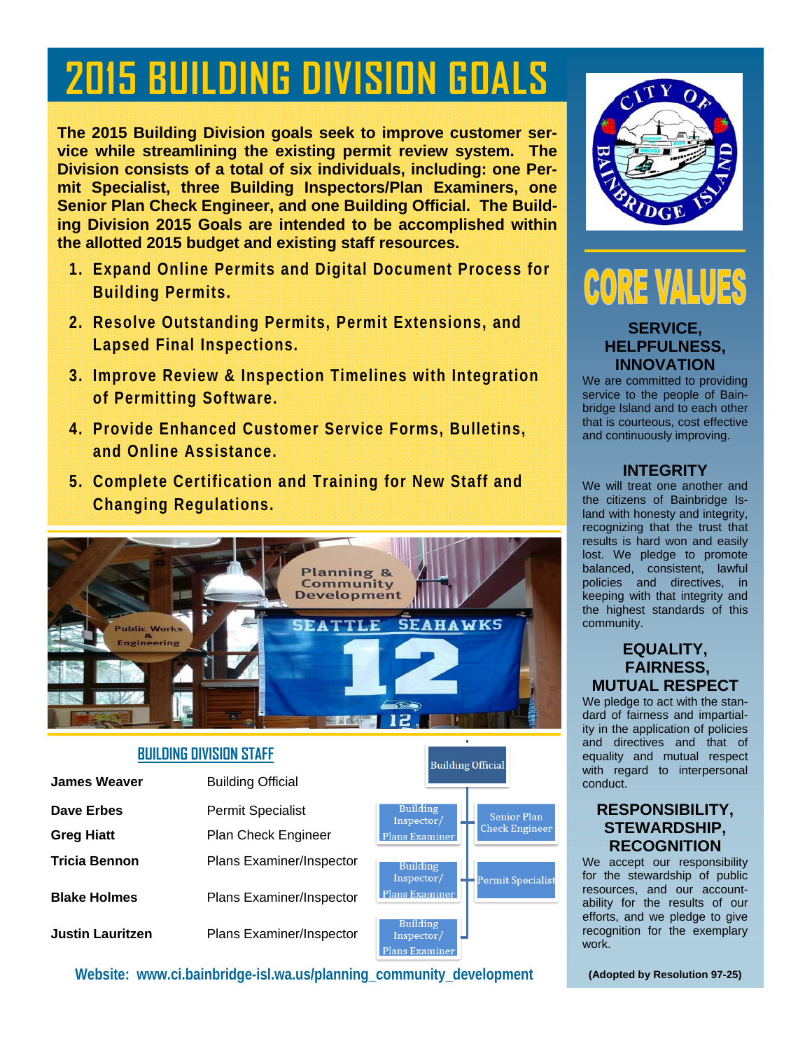# 2015 BUILDING DIVISION GOALS

**The 2015 Building Division goals seek to improve customer service while streamlining the existing permit review system. The Division consists of a total of six individuals, including: one Permit Specialist, three Building Inspectors/Plan Examiners, one Senior Plan Check Engineer, and one Building Official. The Building Division 2015 Goals are intended to be accomplished within the allotted 2015 budget and existing staff resources.**

1. **Expand Online Permits and Digital Document Process for Building Permits.**
2. **Resolve Outstanding Permits, Permit Extensions, and Lapsed Final Inspections.**
3. **Improve Review & Inspection Timelines with Integration of Permitting Software.**
4. **Provide Enhanced Customer Service Forms, Bulletins, and Online Assistance.**
5. **Complete Certification and Training for New Staff and Changing Regulations.**

## BUILDING DIVISION STAFF

| | |
|---|---|
| **James Weaver** | Building Official |
| **Dave Erbes** | Permit Specialist |
| **Greg Hiatt** | Plan Check Engineer |
| **Tricia Bennon** | Plans Examiner/Inspector |
| **Blake Holmes** | Plans Examiner/Inspector |
| **Justin Lauritzen** | Plans Examiner/Inspector |

Building Official

Building Inspector/ Plans Examiner

Senior Plan Check Engineer

Building Inspector/ Plans Examiner

Permit Specialist

Building Inspector/ Plans Examiner

**Website: www.ci.bainbridge-isl.wa.us/planning_community_development**

## CORE VALUES

### SERVICE, HELPFULNESS, INNOVATION

We are committed to providing service to the people of Bainbridge Island and to each other that is courteous, cost effective and continuously improving.

### INTEGRITY

We will treat one another and the citizens of Bainbridge Island with honesty and integrity, recognizing that the trust that results is hard won and easily lost. We pledge to promote balanced, consistent, lawful policies and directives, in keeping with that integrity and the highest standards of this community.

### EQUALITY, FAIRNESS, MUTUAL RESPECT

We pledge to act with the standard of fairness and impartiality in the application of policies and directives and that of equality and mutual respect with regard to interpersonal conduct.

### RESPONSIBILITY, STEWARDSHIP, RECOGNITION

We accept our responsibility for the stewardship of public resources, and our accountability for the results of our efforts, and we pledge to give recognition for the exemplary work.

**(Adopted by Resolution 97-25)**